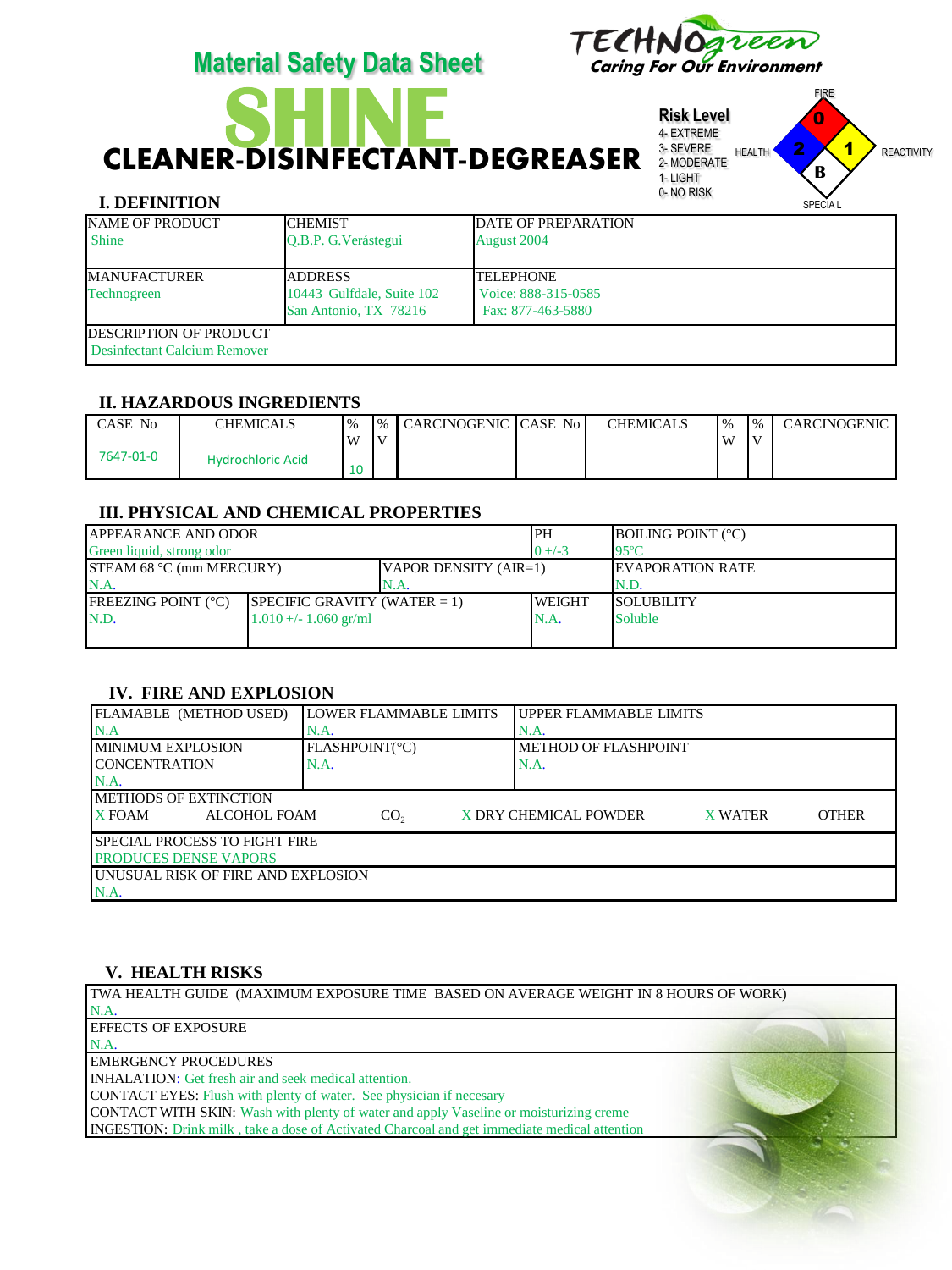# Material Safety Data Sheet

TECHNOgreen
Caring For Our Environment

# SHINE

## CLEANER-DISINFECTANT-DEGREASER

**Risk Level**
- 4- EXTREME
- 3- SEVERE
- 2- MODERATE
- 1- LIGHT
- 0- NO RISK

FIRE: 0
HEALTH: 2
REACTIVITY: 1
SPECIAL: B

## I. DEFINITION

| NAME OF PRODUCT | CHEMIST | DATE OF PREPARATION |
|---|---|---|
| Shine | Q.B.P. G.Verástegui | August 2004 |
| MANUFACTURER<br>Technogreen | ADDRESS<br>10443 Gulfdale, Suite 102<br>San Antonio, TX 78216 | TELEPHONE<br>Voice: 888-315-0585<br>Fax: 877-463-5880 |
| DESCRIPTION OF PRODUCT<br>Desinfectant Calcium Remover | | |

## II. HAZARDOUS INGREDIENTS

| CASE No | CHEMICALS | % W | % V | CARCINOGENIC | CASE No | CHEMICALS | % W | % V | CARCINOGENIC |
|---|---|---|---|---|---|---|---|---|---|
| 7647-01-0 | Hydrochloric Acid | 10 | | | | | | | |

## III. PHYSICAL AND CHEMICAL PROPERTIES

| APPEARANCE AND ODOR | | PH | BOILING POINT (°C) |
|---|---|---|---|
| Green liquid, strong odor | | 0 +/-3 | 95ºC |
| STEAM 68 °C (mm MERCURY)<br>N.A. | VAPOR DENSITY (AIR=1)<br>N.A. | | EVAPORATION RATE<br>N.D. |
| FREEZING POINT (°C)<br>N.D. | SPECIFIC GRAVITY (WATER = 1)<br>1.010 +/- 1.060 gr/ml | WEIGHT<br>N.A. | SOLUBILITY<br>Soluble |

## IV. FIRE AND EXPLOSION

| FLAMABLE (METHOD USED) | LOWER FLAMMABLE LIMITS | UPPER FLAMMABLE LIMITS |
|---|---|---|
| N.A | N.A. | N.A. |
| MINIMUM EXPLOSION CONCENTRATION<br>N.A. | FLASHPOINT(°C)<br>N.A. | METHOD OF FLASHPOINT<br>N.A. |

METHODS OF EXTINCTION

X FOAM &nbsp;&nbsp; ALCOHOL FOAM &nbsp;&nbsp; $CO_2$ &nbsp;&nbsp; X DRY CHEMICAL POWDER &nbsp;&nbsp; X WATER &nbsp;&nbsp; OTHER

SPECIAL PROCESS TO FIGHT FIRE
PRODUCES DENSE VAPORS

UNUSUAL RISK OF FIRE AND EXPLOSION
N.A.

## V. HEALTH RISKS

TWA HEALTH GUIDE (MAXIMUM EXPOSURE TIME BASED ON AVERAGE WEIGHT IN 8 HOURS OF WORK)
N.A.

EFFECTS OF EXPOSURE
N.A.

EMERGENCY PROCEDURES
- INHALATION: Get fresh air and seek medical attention.
- CONTACT EYES: Flush with plenty of water. See physician if necesary
- CONTACT WITH SKIN: Wash with plenty of water and apply Vaseline or moisturizing creme
- INGESTION: Drink milk , take a dose of Activated Charcoal and get immediate medical attention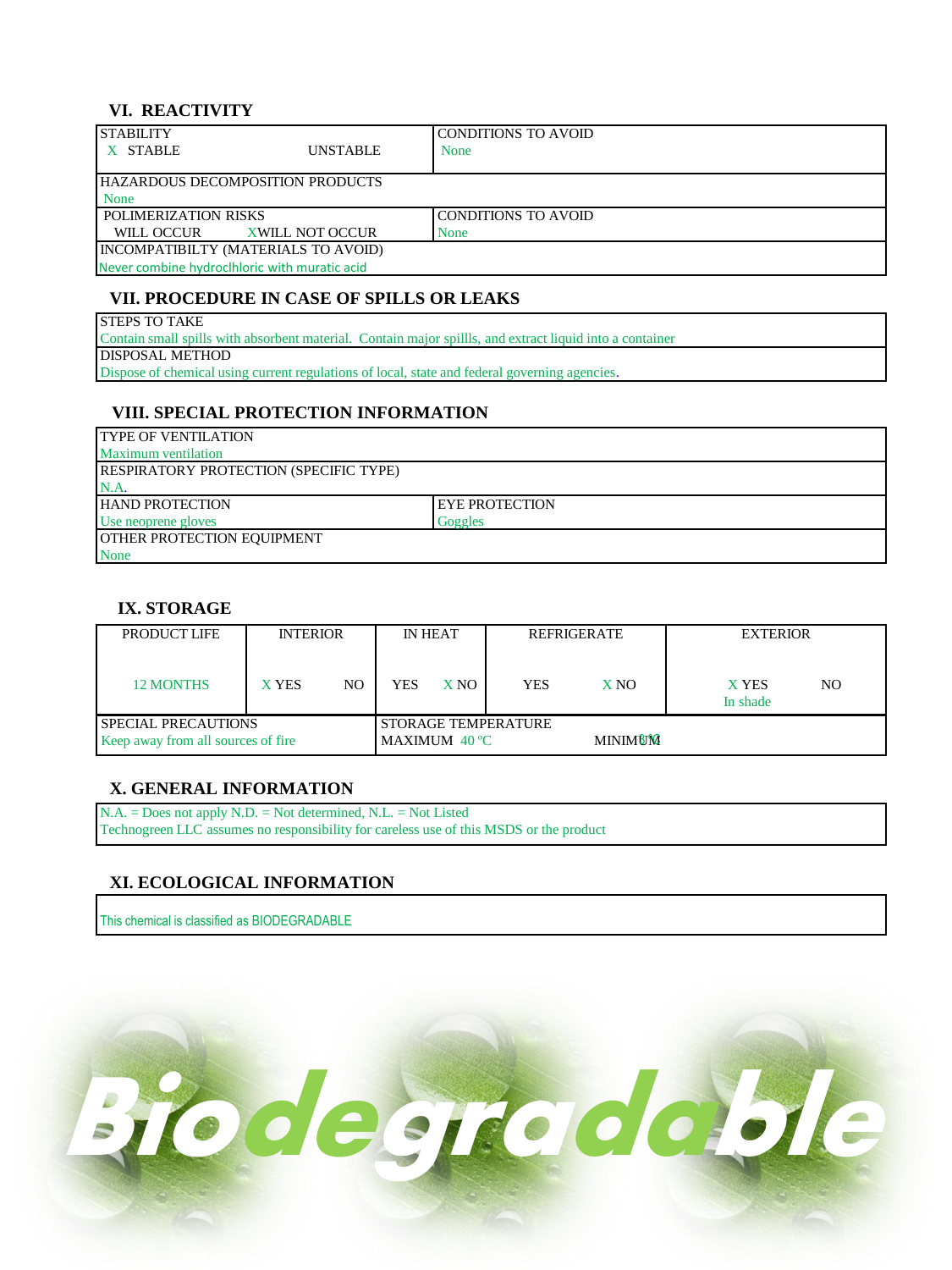## VI. REACTIVITY

| | |
|---|---|
| STABILITY<br>X STABLE UNSTABLE | CONDITIONS TO AVOID<br>None |
| HAZARDOUS DECOMPOSITION PRODUCTS<br>None | |
| POLIMERIZATION RISKS<br>WILL OCCUR XWILL NOT OCCUR | CONDITIONS TO AVOID<br>None |
| INCOMPATIBILTY (MATERIALS TO AVOID)<br>Never combine hydroclhloric with muratic acid | |

## VII. PROCEDURE IN CASE OF SPILLS OR LEAKS

| |
|---|
| STEPS TO TAKE<br>Contain small spills with absorbent material. Contain major spillls, and extract liquid into a container |
| DISPOSAL METHOD<br>Dispose of chemical using current regulations of local, state and federal governing agencies. |

## VIII. SPECIAL PROTECTION INFORMATION

| | |
|---|---|
| TYPE OF VENTILATION<br>Maximum ventilation | |
| RESPIRATORY PROTECTION (SPECIFIC TYPE)<br>N.A. | |
| HAND PROTECTION<br>Use neoprene gloves | EYE PROTECTION<br>Goggles |
| OTHER PROTECTION EQUIPMENT<br>None | |

## IX. STORAGE

| PRODUCT LIFE | INTERIOR | | IN HEAT | | REFRIGERATE | | EXTERIOR | |
|---|---|---|---|---|---|---|---|---|
| 12 MONTHS | X YES | NO | YES | X NO | YES | X NO | X YES<br>In shade | NO |

| | |
|---|---|
| SPECIAL PRECAUTIONS<br>Keep away from all sources of fire | STORAGE TEMPERATURE<br>MAXIMUM 40 °C MINIMUM 0 °C |

## X. GENERAL INFORMATION

N.A. = Does not apply N.D. = Not determined, N.L. = Not Listed
Technogreen LLC assumes no responsibility for careless use of this MSDS or the product

## XI. ECOLOGICAL INFORMATION

This chemical is classified as BIODEGRADABLE

Biodegradable